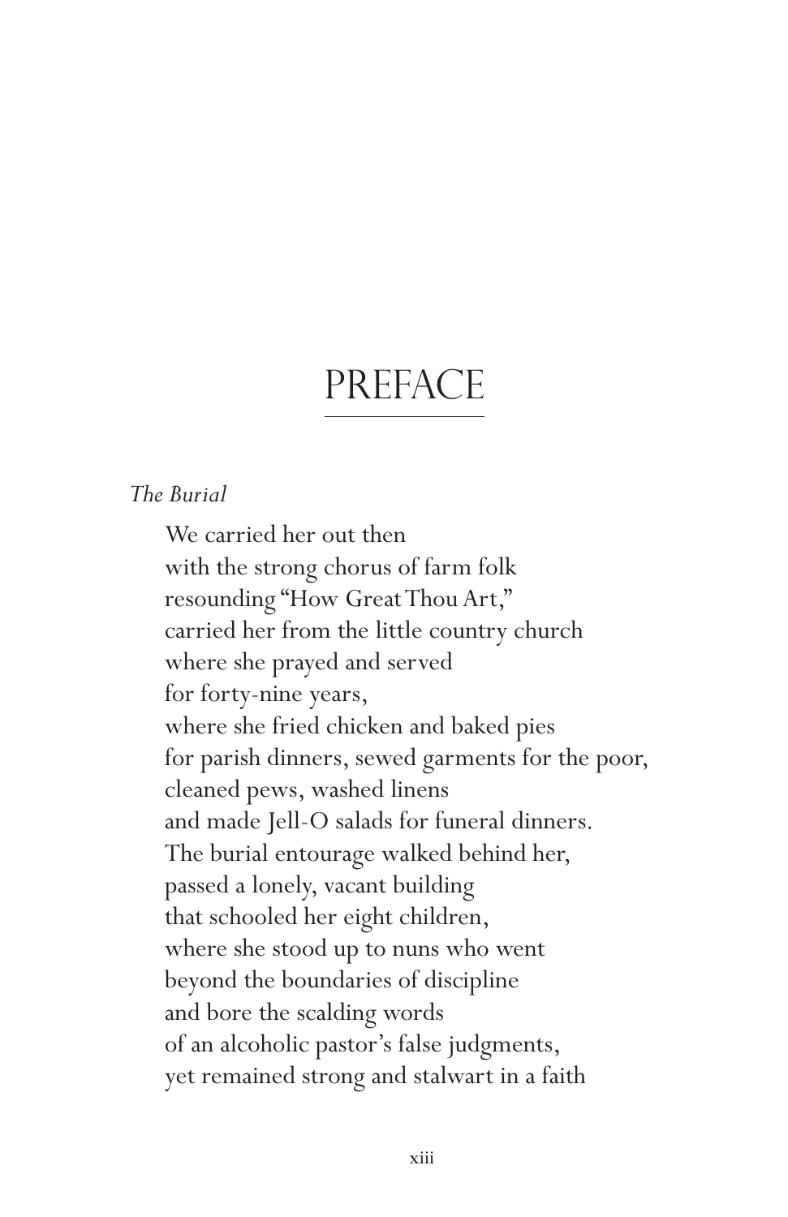# PREFACE

*The Burial*

We carried her out then  
with the strong chorus of farm folk  
resounding "How Great Thou Art,"  
carried her from the little country church  
where she prayed and served  
for forty-nine years,  
where she fried chicken and baked pies  
for parish dinners, sewed garments for the poor,  
cleaned pews, washed linens  
and made Jell-O salads for funeral dinners.  
The burial entourage walked behind her,  
passed a lonely, vacant building  
that schooled her eight children,  
where she stood up to nuns who went  
beyond the boundaries of discipline  
and bore the scalding words  
of an alcoholic pastor's false judgments,  
yet remained strong and stalwart in a faith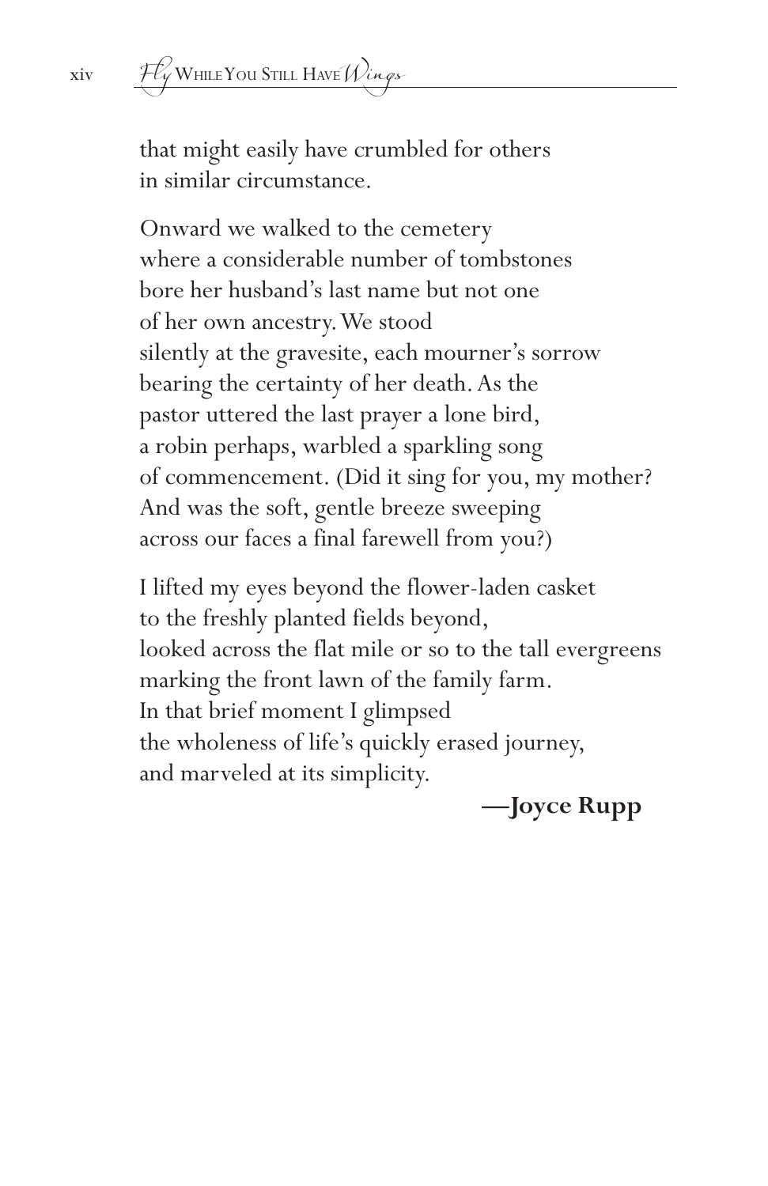that might easily have crumbled for others
in similar circumstance.

Onward we walked to the cemetery
where a considerable number of tombstones
bore her husband's last name but not one
of her own ancestry. We stood
silently at the gravesite, each mourner's sorrow
bearing the certainty of her death. As the
pastor uttered the last prayer a lone bird,
a robin perhaps, warbled a sparkling song
of commencement. (Did it sing for you, my mother?
And was the soft, gentle breeze sweeping
across our faces a final farewell from you?)

I lifted my eyes beyond the flower-laden casket
to the freshly planted fields beyond,
looked across the flat mile or so to the tall evergreens
marking the front lawn of the family farm.
In that brief moment I glimpsed
the wholeness of life's quickly erased journey,
and marveled at its simplicity.

**—Joyce Rupp**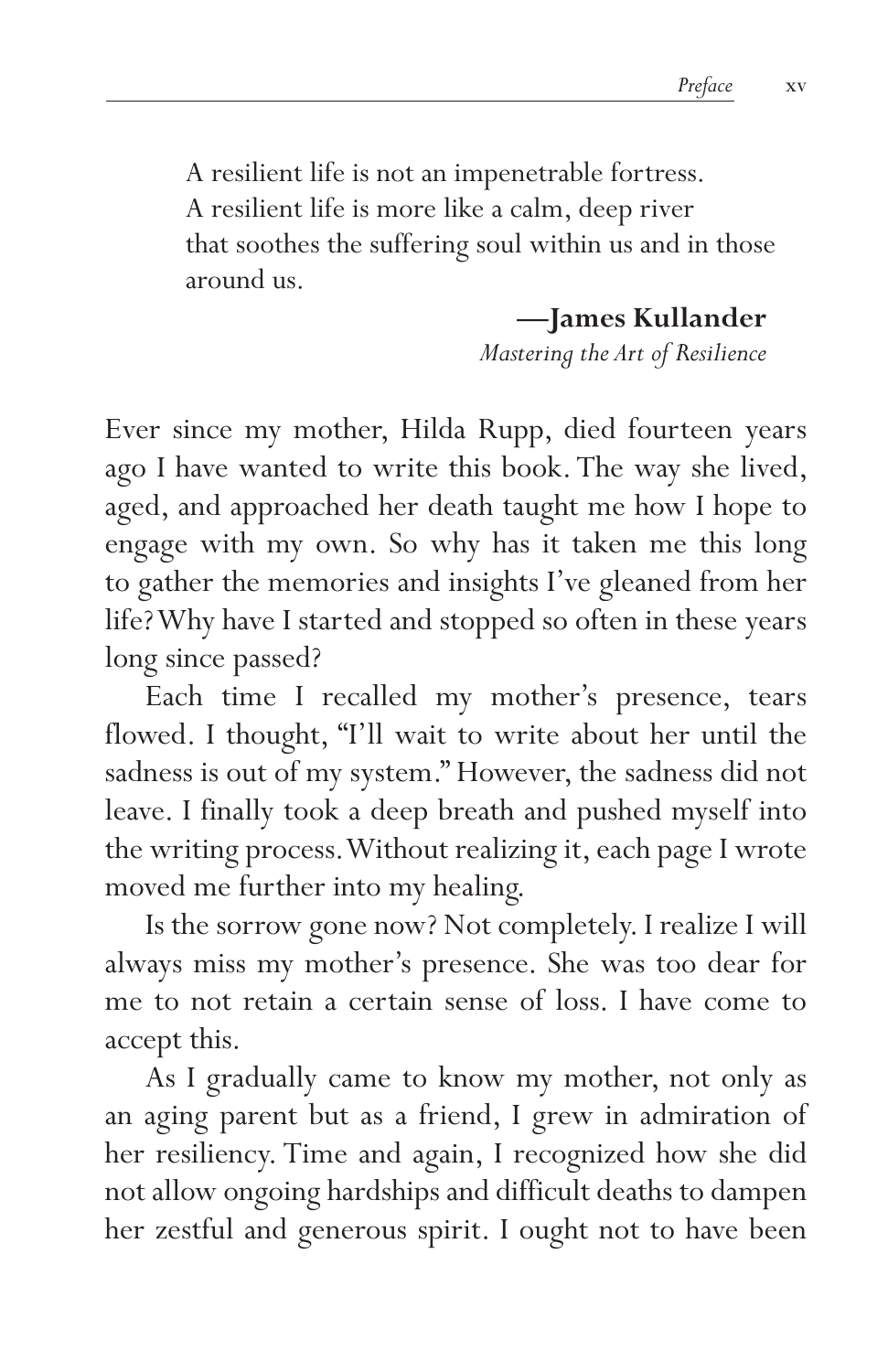> A resilient life is not an impenetrable fortress.
> A resilient life is more like a calm, deep river
> that soothes the suffering soul within us and in those around us.
>
> **—James Kullander**
> *Mastering the Art of Resilience*

Ever since my mother, Hilda Rupp, died fourteen years ago I have wanted to write this book. The way she lived, aged, and approached her death taught me how I hope to engage with my own. So why has it taken me this long to gather the memories and insights I've gleaned from her life? Why have I started and stopped so often in these years long since passed?

Each time I recalled my mother's presence, tears flowed. I thought, "I'll wait to write about her until the sadness is out of my system." However, the sadness did not leave. I finally took a deep breath and pushed myself into the writing process. Without realizing it, each page I wrote moved me further into my healing.

Is the sorrow gone now? Not completely. I realize I will always miss my mother's presence. She was too dear for me to not retain a certain sense of loss. I have come to accept this.

As I gradually came to know my mother, not only as an aging parent but as a friend, I grew in admiration of her resiliency. Time and again, I recognized how she did not allow ongoing hardships and difficult deaths to dampen her zestful and generous spirit. I ought not to have been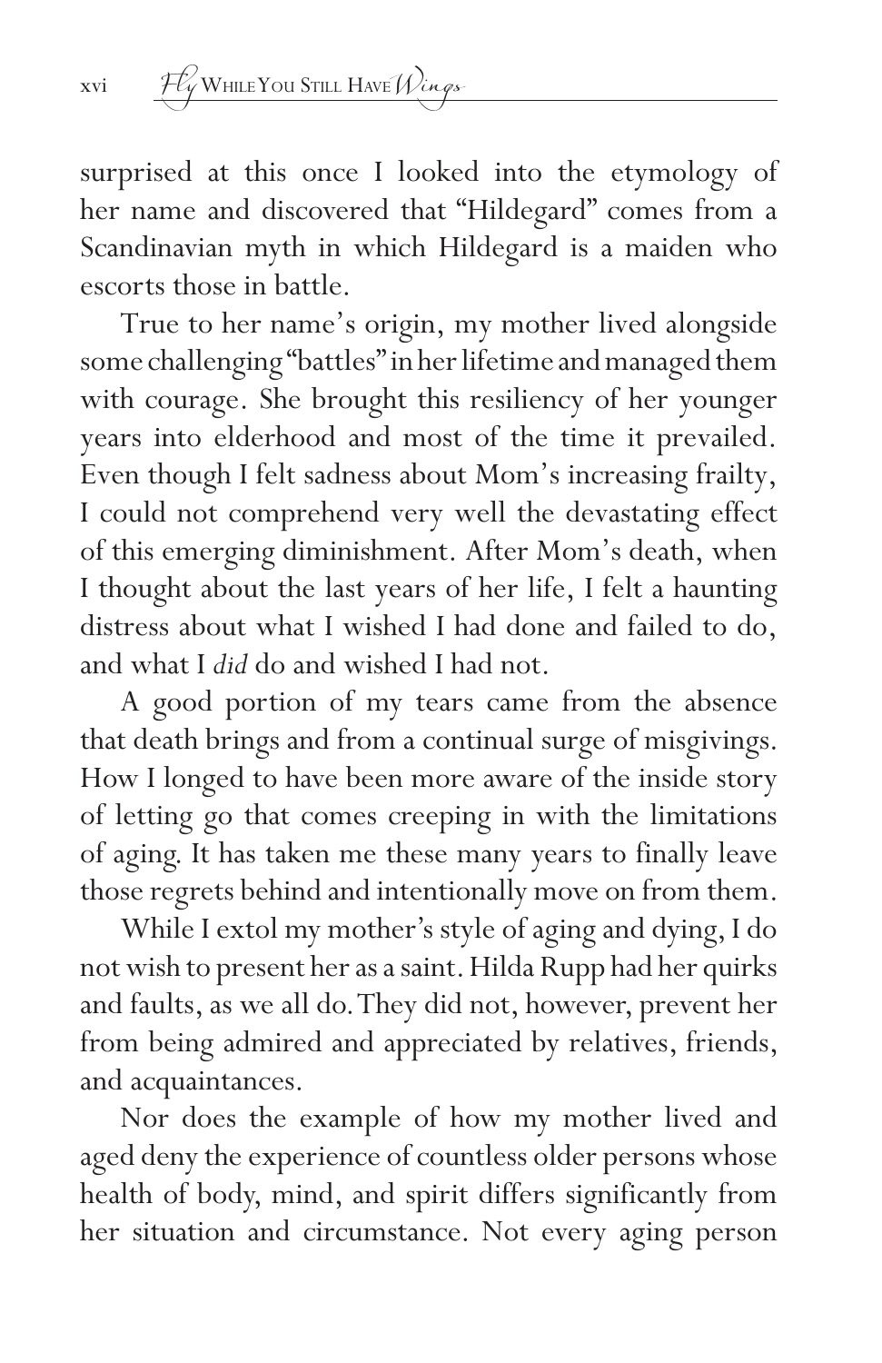surprised at this once I looked into the etymology of her name and discovered that "Hildegard" comes from a Scandinavian myth in which Hildegard is a maiden who escorts those in battle.

True to her name's origin, my mother lived alongside some challenging "battles" in her lifetime and managed them with courage. She brought this resiliency of her younger years into elderhood and most of the time it prevailed. Even though I felt sadness about Mom's increasing frailty, I could not comprehend very well the devastating effect of this emerging diminishment. After Mom's death, when I thought about the last years of her life, I felt a haunting distress about what I wished I had done and failed to do, and what I *did* do and wished I had not.

A good portion of my tears came from the absence that death brings and from a continual surge of misgivings. How I longed to have been more aware of the inside story of letting go that comes creeping in with the limitations of aging. It has taken me these many years to finally leave those regrets behind and intentionally move on from them.

While I extol my mother's style of aging and dying, I do not wish to present her as a saint. Hilda Rupp had her quirks and faults, as we all do. They did not, however, prevent her from being admired and appreciated by relatives, friends, and acquaintances.

Nor does the example of how my mother lived and aged deny the experience of countless older persons whose health of body, mind, and spirit differs significantly from her situation and circumstance. Not every aging person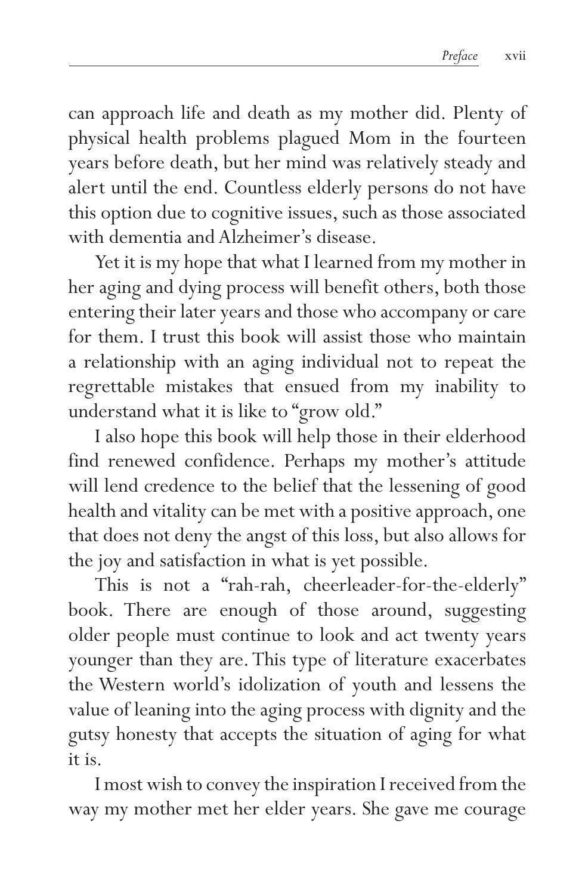can approach life and death as my mother did. Plenty of physical health problems plagued Mom in the fourteen years before death, but her mind was relatively steady and alert until the end. Countless elderly persons do not have this option due to cognitive issues, such as those associated with dementia and Alzheimer's disease.

Yet it is my hope that what I learned from my mother in her aging and dying process will benefit others, both those entering their later years and those who accompany or care for them. I trust this book will assist those who maintain a relationship with an aging individual not to repeat the regrettable mistakes that ensued from my inability to understand what it is like to "grow old."

I also hope this book will help those in their elderhood find renewed confidence. Perhaps my mother's attitude will lend credence to the belief that the lessening of good health and vitality can be met with a positive approach, one that does not deny the angst of this loss, but also allows for the joy and satisfaction in what is yet possible.

This is not a "rah-rah, cheerleader-for-the-elderly" book. There are enough of those around, suggesting older people must continue to look and act twenty years younger than they are. This type of literature exacerbates the Western world's idolization of youth and lessens the value of leaning into the aging process with dignity and the gutsy honesty that accepts the situation of aging for what it is.

I most wish to convey the inspiration I received from the way my mother met her elder years. She gave me courage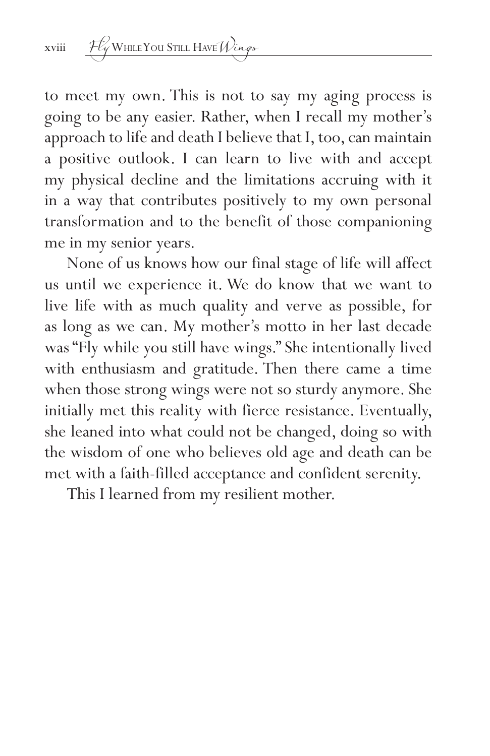to meet my own. This is not to say my aging process is going to be any easier. Rather, when I recall my mother's approach to life and death I believe that I, too, can maintain a positive outlook. I can learn to live with and accept my physical decline and the limitations accruing with it in a way that contributes positively to my own personal transformation and to the benefit of those companioning me in my senior years.

None of us knows how our final stage of life will affect us until we experience it. We do know that we want to live life with as much quality and verve as possible, for as long as we can. My mother's motto in her last decade was "Fly while you still have wings." She intentionally lived with enthusiasm and gratitude. Then there came a time when those strong wings were not so sturdy anymore. She initially met this reality with fierce resistance. Eventually, she leaned into what could not be changed, doing so with the wisdom of one who believes old age and death can be met with a faith-filled acceptance and confident serenity.

This I learned from my resilient mother.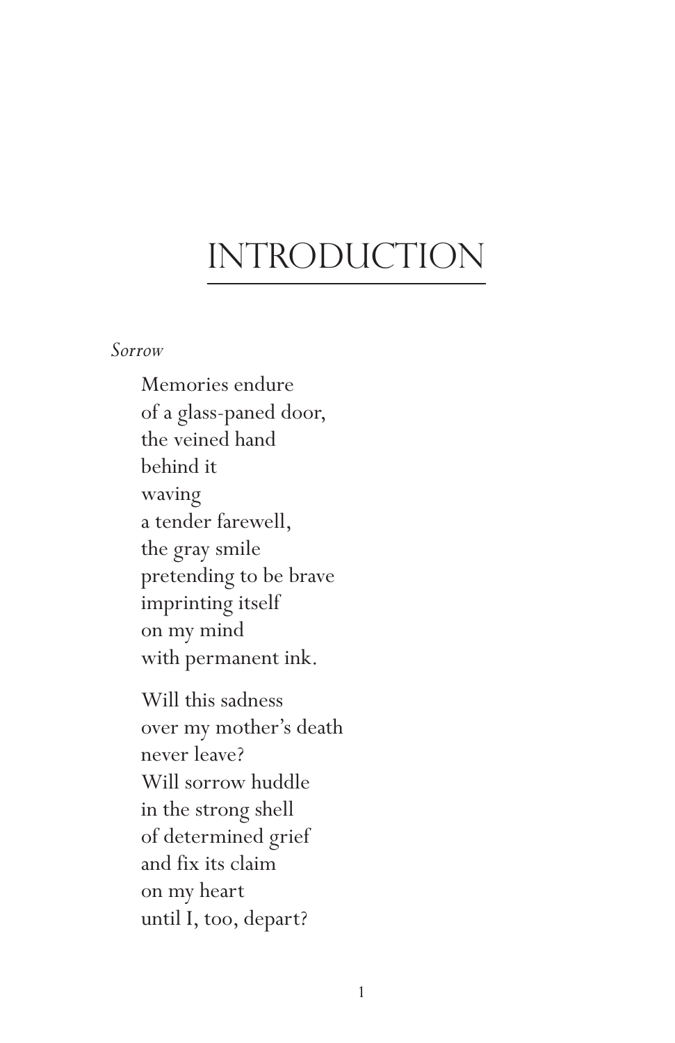# INTRODUCTION

*Sorrow*

Memories endure  
of a glass-paned door,  
the veined hand  
behind it  
waving  
a tender farewell,  
the gray smile  
pretending to be brave  
imprinting itself  
on my mind  
with permanent ink.

Will this sadness  
over my mother's death  
never leave?  
Will sorrow huddle  
in the strong shell  
of determined grief  
and fix its claim  
on my heart  
until I, too, depart?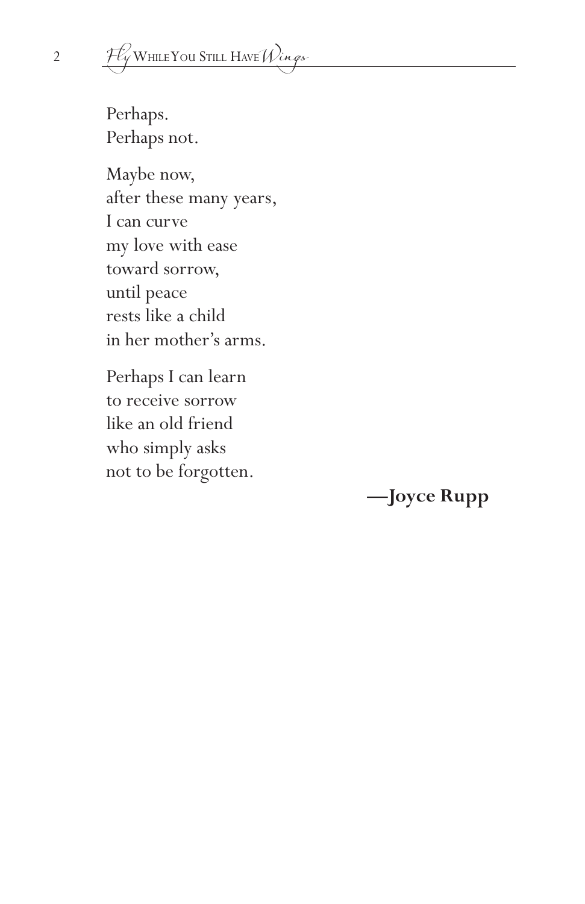Perhaps.  
Perhaps not.

Maybe now,  
after these many years,  
I can curve  
my love with ease  
toward sorrow,  
until peace  
rests like a child  
in her mother's arms.

Perhaps I can learn  
to receive sorrow  
like an old friend  
who simply asks  
not to be forgotten.

**—Joyce Rupp**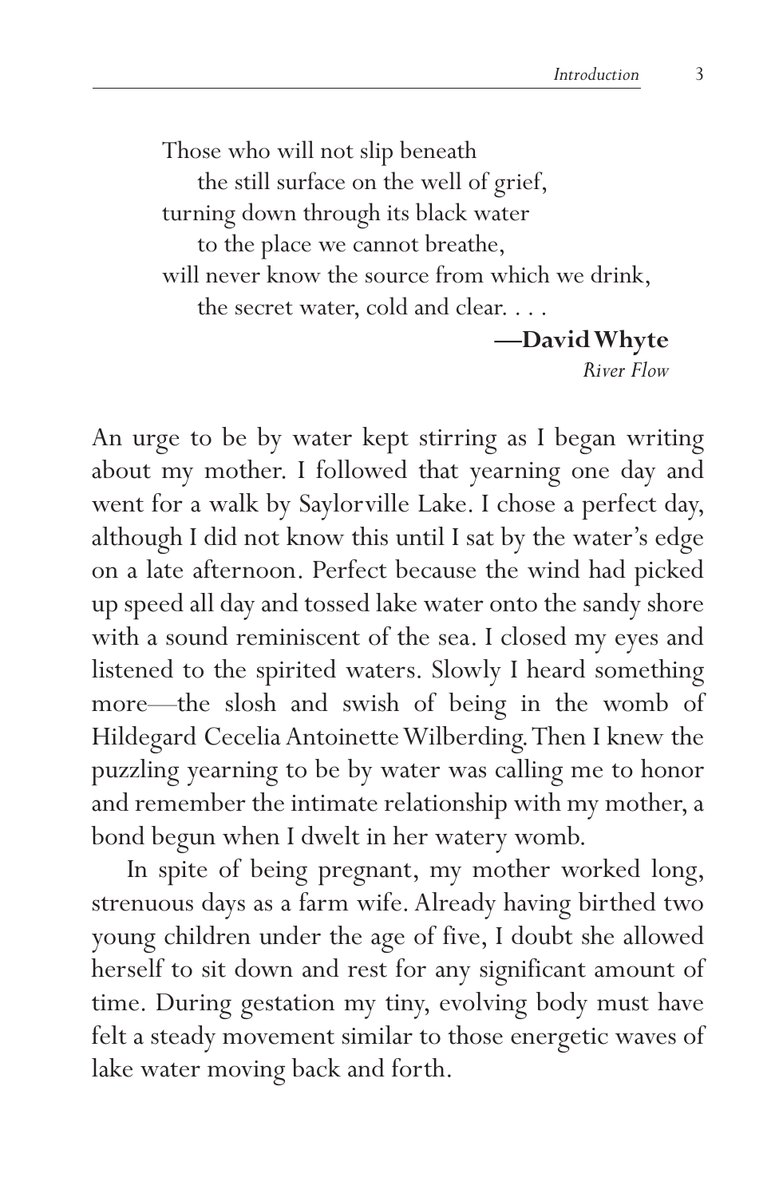> Those who will not slip beneath
>     the still surface on the well of grief,
> turning down through its black water
>     to the place we cannot breathe,
> will never know the source from which we drink,
>     the secret water, cold and clear. . . .
>
> **—David Whyte**
> *River Flow*

An urge to be by water kept stirring as I began writing about my mother. I followed that yearning one day and went for a walk by Saylorville Lake. I chose a perfect day, although I did not know this until I sat by the water's edge on a late afternoon. Perfect because the wind had picked up speed all day and tossed lake water onto the sandy shore with a sound reminiscent of the sea. I closed my eyes and listened to the spirited waters. Slowly I heard something more—the slosh and swish of being in the womb of Hildegard Cecelia Antoinette Wilberding. Then I knew the puzzling yearning to be by water was calling me to honor and remember the intimate relationship with my mother, a bond begun when I dwelt in her watery womb.

In spite of being pregnant, my mother worked long, strenuous days as a farm wife. Already having birthed two young children under the age of five, I doubt she allowed herself to sit down and rest for any significant amount of time. During gestation my tiny, evolving body must have felt a steady movement similar to those energetic waves of lake water moving back and forth.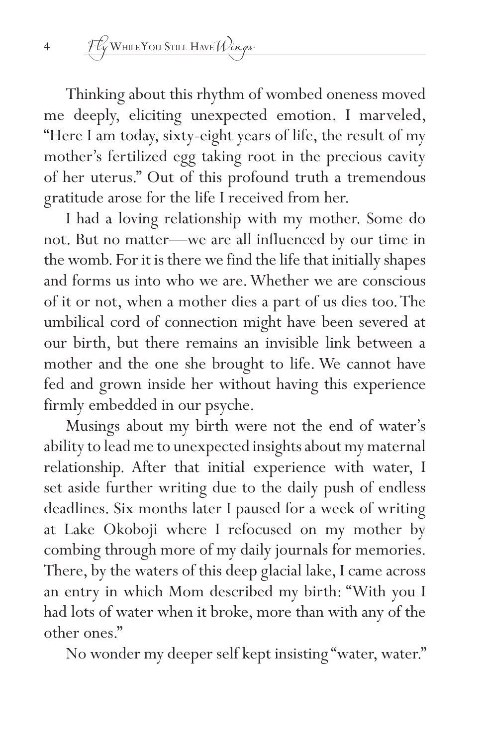Thinking about this rhythm of wombed oneness moved me deeply, eliciting unexpected emotion. I marveled, "Here I am today, sixty-eight years of life, the result of my mother's fertilized egg taking root in the precious cavity of her uterus." Out of this profound truth a tremendous gratitude arose for the life I received from her.

I had a loving relationship with my mother. Some do not. But no matter—we are all influenced by our time in the womb. For it is there we find the life that initially shapes and forms us into who we are. Whether we are conscious of it or not, when a mother dies a part of us dies too. The umbilical cord of connection might have been severed at our birth, but there remains an invisible link between a mother and the one she brought to life. We cannot have fed and grown inside her without having this experience firmly embedded in our psyche.

Musings about my birth were not the end of water's ability to lead me to unexpected insights about my maternal relationship. After that initial experience with water, I set aside further writing due to the daily push of endless deadlines. Six months later I paused for a week of writing at Lake Okoboji where I refocused on my mother by combing through more of my daily journals for memories. There, by the waters of this deep glacial lake, I came across an entry in which Mom described my birth: "With you I had lots of water when it broke, more than with any of the other ones."

No wonder my deeper self kept insisting "water, water."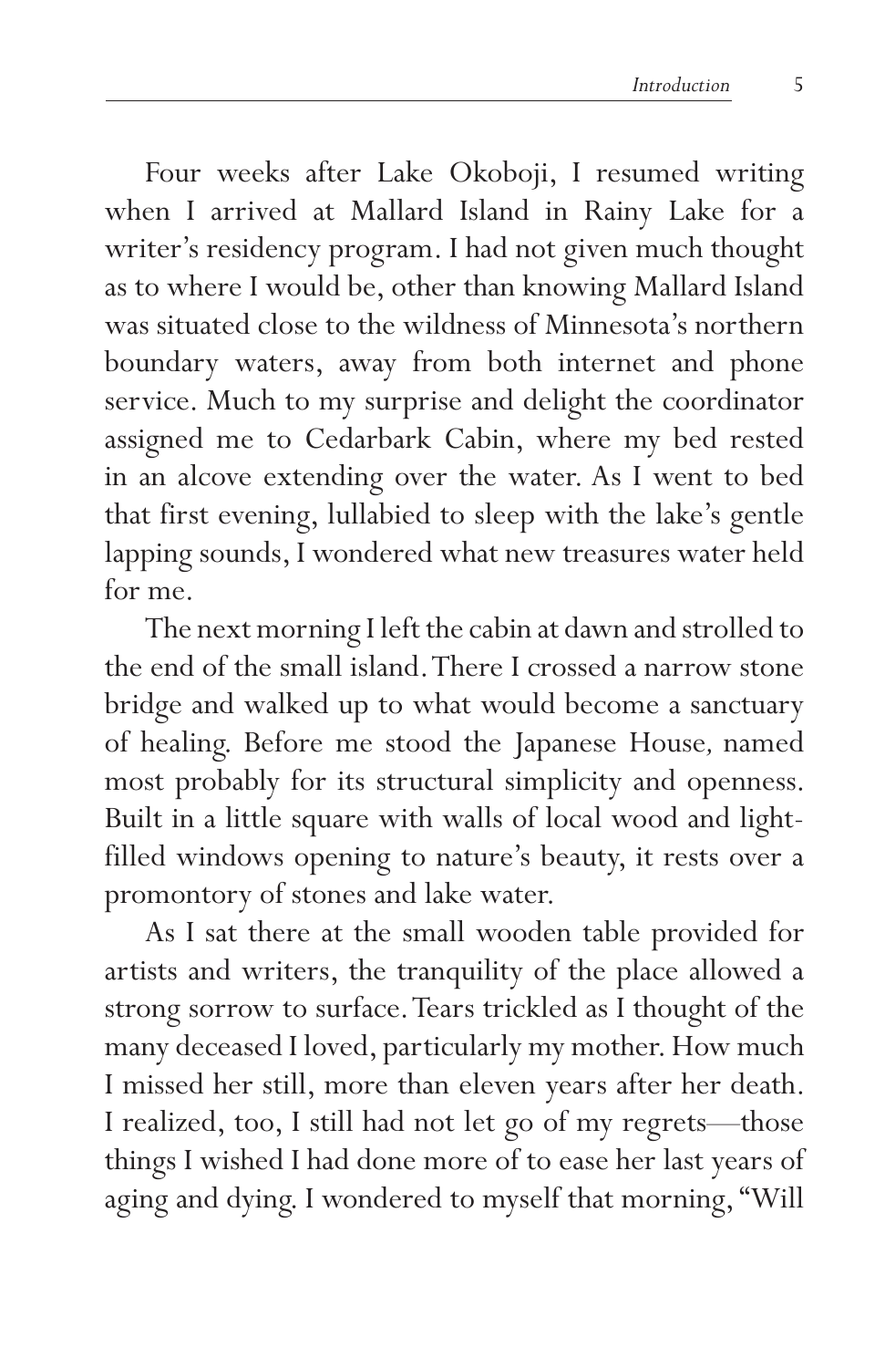Four weeks after Lake Okoboji, I resumed writing when I arrived at Mallard Island in Rainy Lake for a writer's residency program. I had not given much thought as to where I would be, other than knowing Mallard Island was situated close to the wildness of Minnesota's northern boundary waters, away from both internet and phone service. Much to my surprise and delight the coordinator assigned me to Cedarbark Cabin, where my bed rested in an alcove extending over the water. As I went to bed that first evening, lullabied to sleep with the lake's gentle lapping sounds, I wondered what new treasures water held for me.

The next morning I left the cabin at dawn and strolled to the end of the small island. There I crossed a narrow stone bridge and walked up to what would become a sanctuary of healing. Before me stood the Japanese House, named most probably for its structural simplicity and openness. Built in a little square with walls of local wood and light-filled windows opening to nature's beauty, it rests over a promontory of stones and lake water.

As I sat there at the small wooden table provided for artists and writers, the tranquility of the place allowed a strong sorrow to surface. Tears trickled as I thought of the many deceased I loved, particularly my mother. How much I missed her still, more than eleven years after her death. I realized, too, I still had not let go of my regrets—those things I wished I had done more of to ease her last years of aging and dying. I wondered to myself that morning, "Will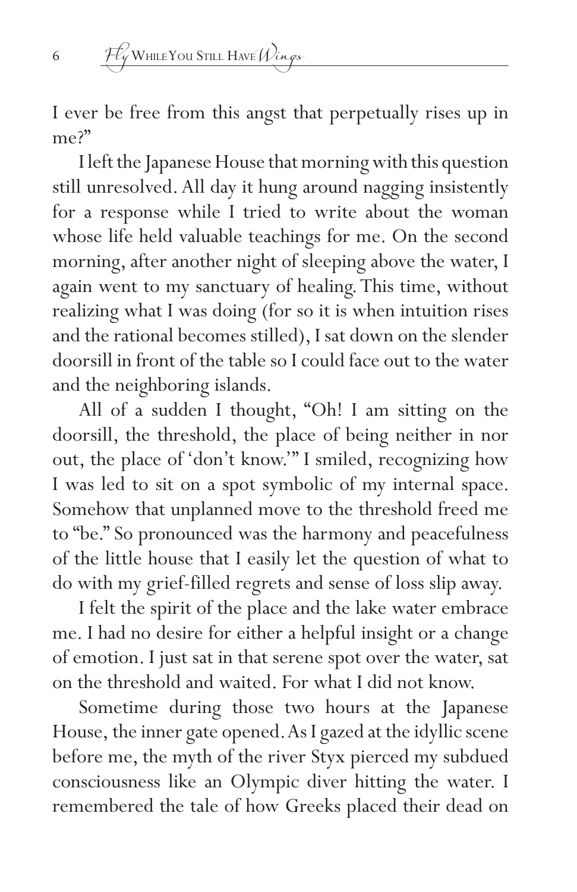I ever be free from this angst that perpetually rises up in me?"

I left the Japanese House that morning with this question still unresolved. All day it hung around nagging insistently for a response while I tried to write about the woman whose life held valuable teachings for me. On the second morning, after another night of sleeping above the water, I again went to my sanctuary of healing. This time, without realizing what I was doing (for so it is when intuition rises and the rational becomes stilled), I sat down on the slender doorsill in front of the table so I could face out to the water and the neighboring islands.

All of a sudden I thought, "Oh! I am sitting on the doorsill, the threshold, the place of being neither in nor out, the place of 'don't know.'" I smiled, recognizing how I was led to sit on a spot symbolic of my internal space. Somehow that unplanned move to the threshold freed me to "be." So pronounced was the harmony and peacefulness of the little house that I easily let the question of what to do with my grief-filled regrets and sense of loss slip away.

I felt the spirit of the place and the lake water embrace me. I had no desire for either a helpful insight or a change of emotion. I just sat in that serene spot over the water, sat on the threshold and waited. For what I did not know.

Sometime during those two hours at the Japanese House, the inner gate opened. As I gazed at the idyllic scene before me, the myth of the river Styx pierced my subdued consciousness like an Olympic diver hitting the water. I remembered the tale of how Greeks placed their dead on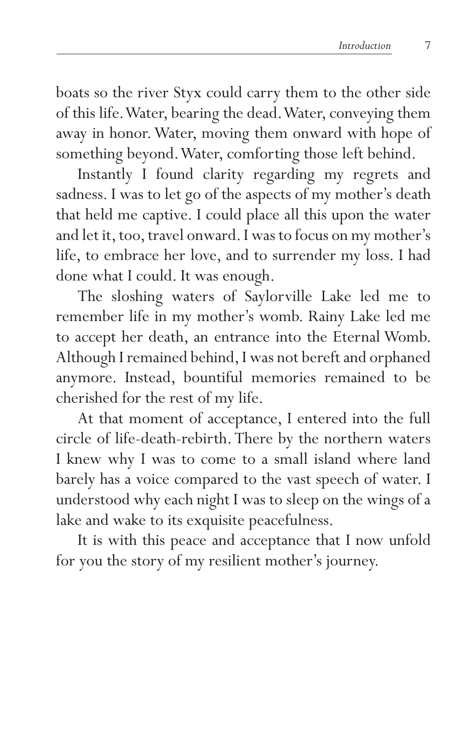boats so the river Styx could carry them to the other side of this life. Water, bearing the dead. Water, conveying them away in honor. Water, moving them onward with hope of something beyond. Water, comforting those left behind.

Instantly I found clarity regarding my regrets and sadness. I was to let go of the aspects of my mother's death that held me captive. I could place all this upon the water and let it, too, travel onward. I was to focus on my mother's life, to embrace her love, and to surrender my loss. I had done what I could. It was enough.

The sloshing waters of Saylorville Lake led me to remember life in my mother's womb. Rainy Lake led me to accept her death, an entrance into the Eternal Womb. Although I remained behind, I was not bereft and orphaned anymore. Instead, bountiful memories remained to be cherished for the rest of my life.

At that moment of acceptance, I entered into the full circle of life-death-rebirth. There by the northern waters I knew why I was to come to a small island where land barely has a voice compared to the vast speech of water. I understood why each night I was to sleep on the wings of a lake and wake to its exquisite peacefulness.

It is with this peace and acceptance that I now unfold for you the story of my resilient mother's journey.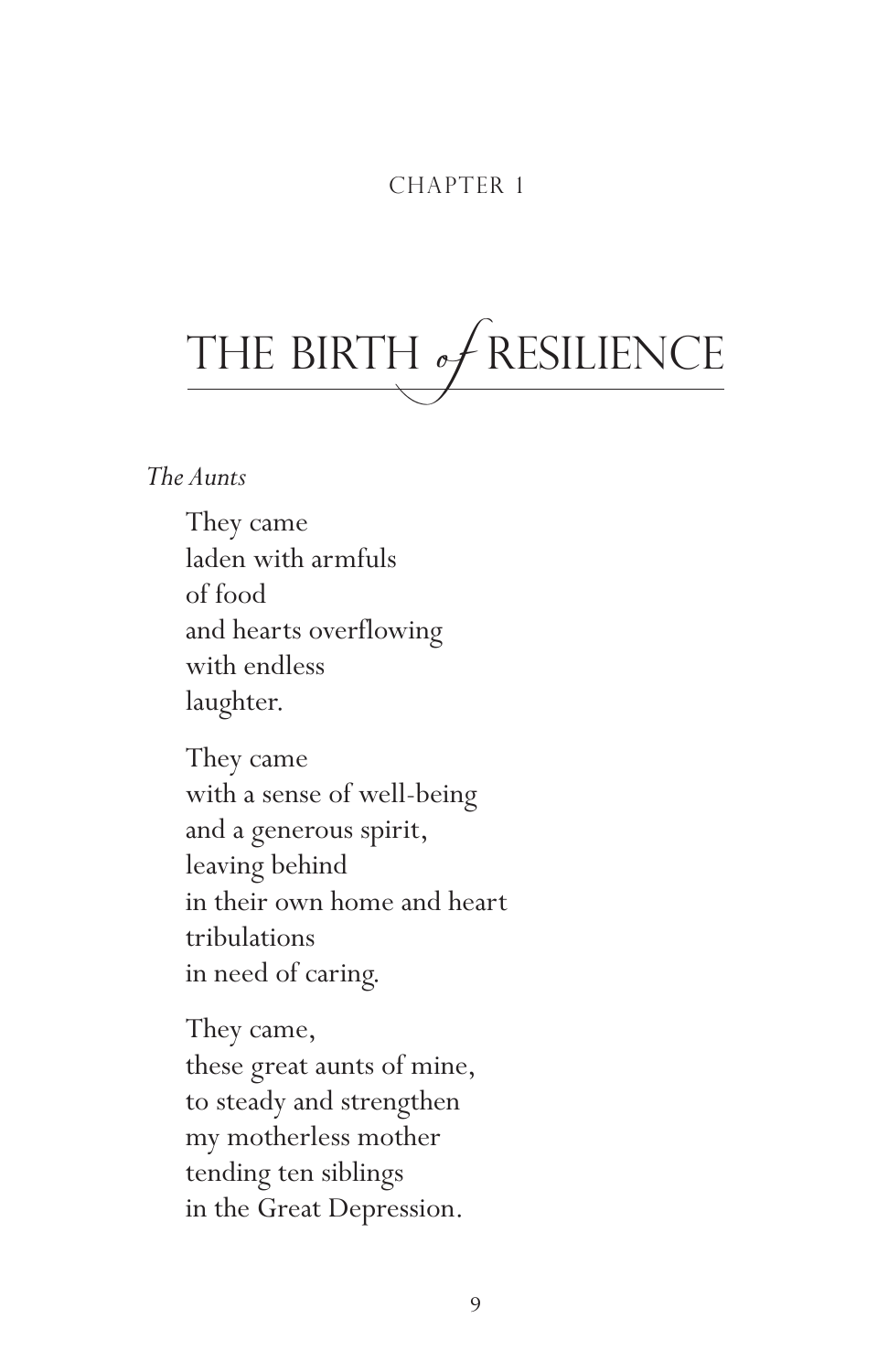CHAPTER 1

# THE BIRTH of RESILIENCE

*The Aunts*

They came  
laden with armfuls  
of food  
and hearts overflowing  
with endless  
laughter.

They came  
with a sense of well-being  
and a generous spirit,  
leaving behind  
in their own home and heart  
tribulations  
in need of caring.

They came,  
these great aunts of mine,  
to steady and strengthen  
my motherless mother  
tending ten siblings  
in the Great Depression.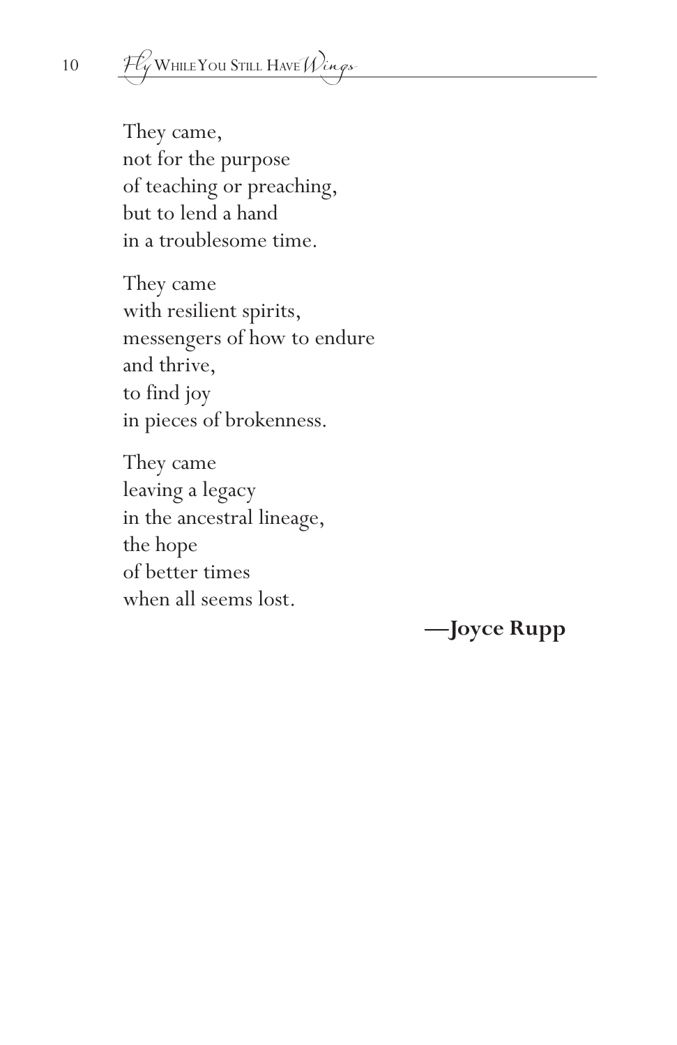They came,  
not for the purpose  
of teaching or preaching,  
but to lend a hand  
in a troublesome time.

They came  
with resilient spirits,  
messengers of how to endure  
and thrive,  
to find joy  
in pieces of brokenness.

They came  
leaving a legacy  
in the ancestral lineage,  
the hope  
of better times  
when all seems lost.

**—Joyce Rupp**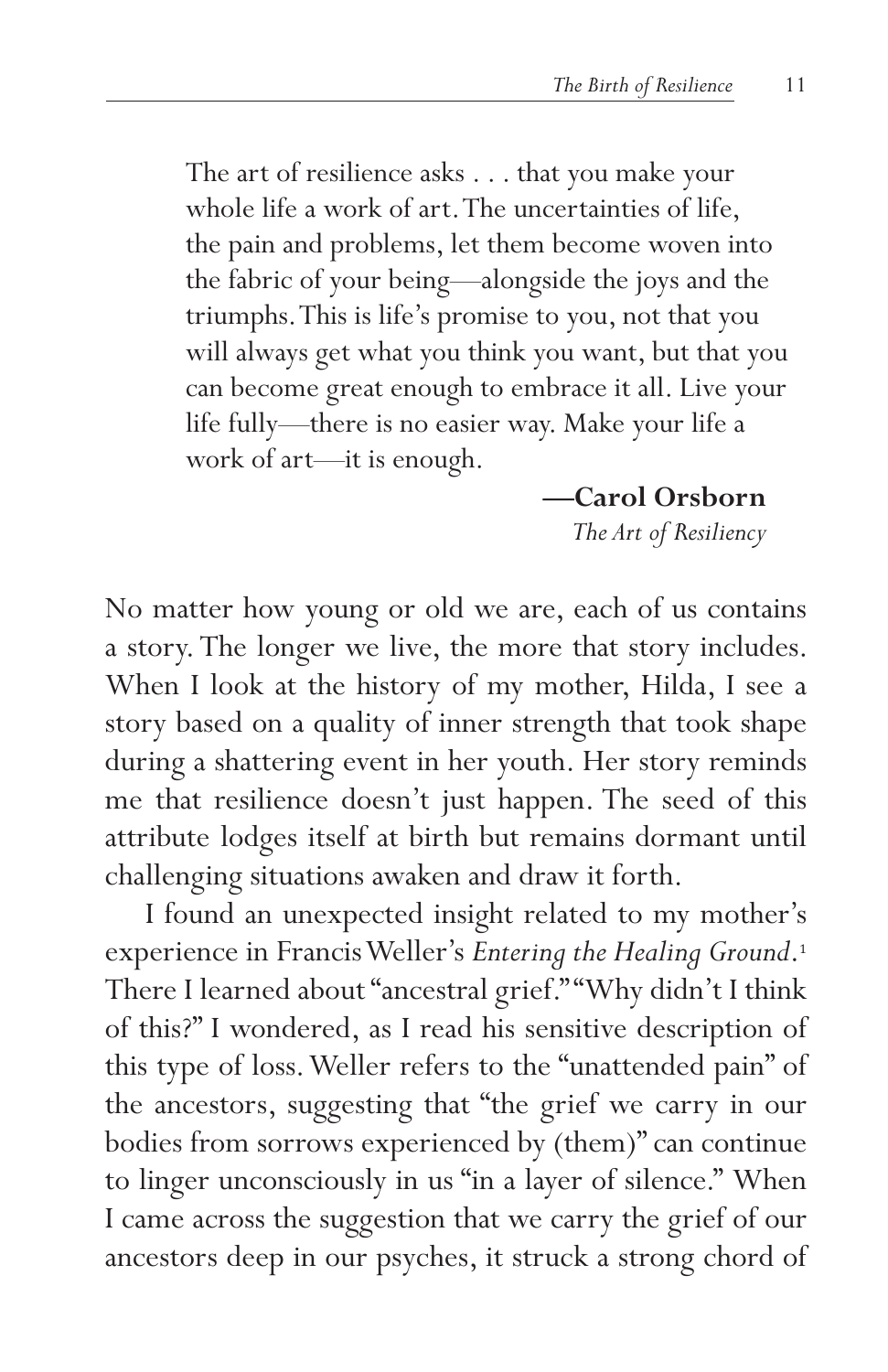> The art of resilience asks . . . that you make your whole life a work of art. The uncertainties of life, the pain and problems, let them become woven into the fabric of your being—alongside the joys and the triumphs. This is life's promise to you, not that you will always get what you think you want, but that you can become great enough to embrace it all. Live your life fully—there is no easier way. Make your life a work of art—it is enough.
>
> **—Carol Orsborn**
> *The Art of Resiliency*

No matter how young or old we are, each of us contains a story. The longer we live, the more that story includes. When I look at the history of my mother, Hilda, I see a story based on a quality of inner strength that took shape during a shattering event in her youth. Her story reminds me that resilience doesn't just happen. The seed of this attribute lodges itself at birth but remains dormant until challenging situations awaken and draw it forth.

I found an unexpected insight related to my mother's experience in Francis Weller's *Entering the Healing Ground*.[1] There I learned about "ancestral grief." "Why didn't I think of this?" I wondered, as I read his sensitive description of this type of loss. Weller refers to the "unattended pain" of the ancestors, suggesting that "the grief we carry in our bodies from sorrows experienced by (them)" can continue to linger unconsciously in us "in a layer of silence." When I came across the suggestion that we carry the grief of our ancestors deep in our psyches, it struck a strong chord of